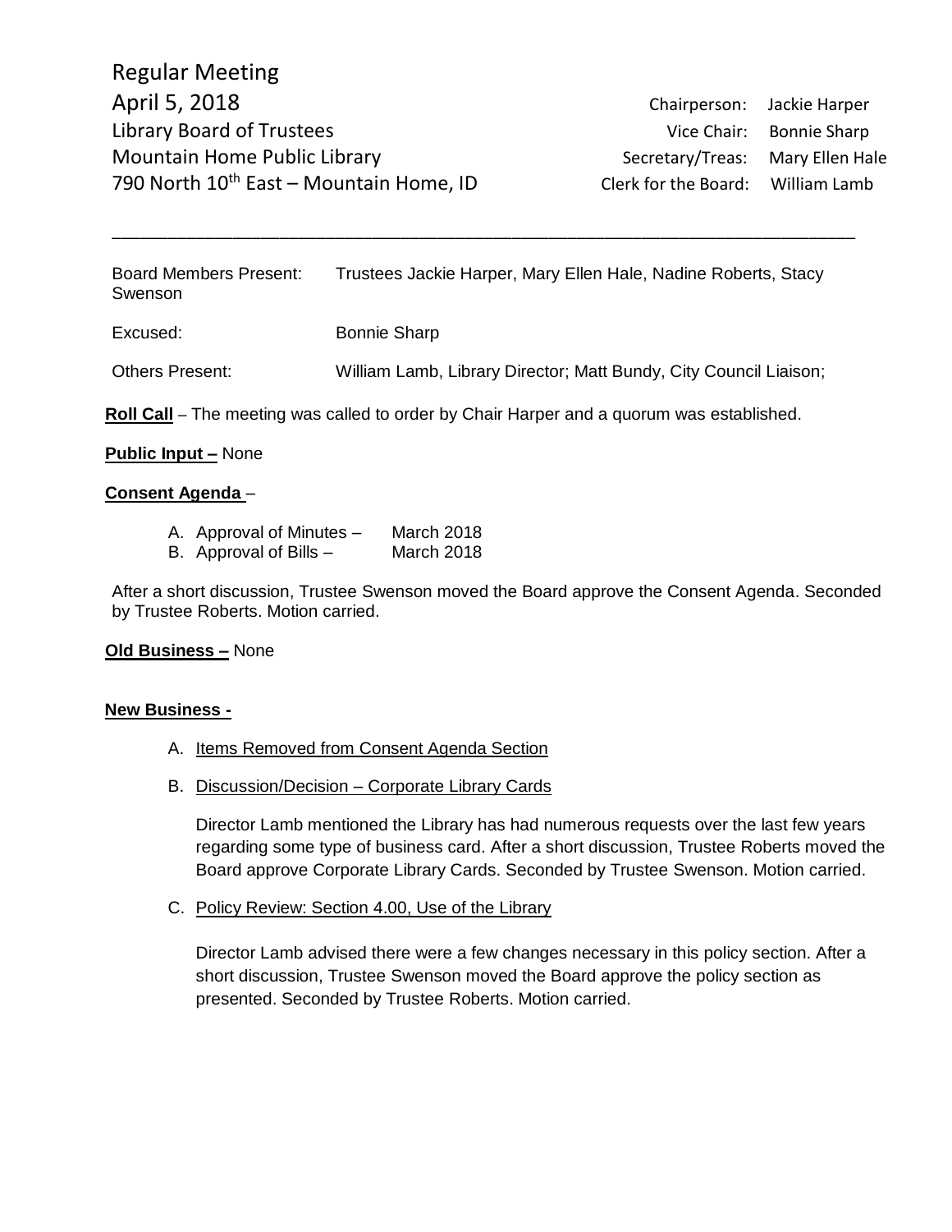Regular Meeting
April 5, 2018
Library Board of Trustees
Mountain Home Public Library
790 North 10th East – Mountain Home, ID

| | |
|---|---|
| Chairperson: | Jackie Harper |
| Vice Chair: | Bonnie Sharp |
| Secretary/Treas: | Mary Ellen Hale |
| Clerk for the Board: | William Lamb |

---

| | |
|---|---|
| Board Members Present: | Trustees Jackie Harper, Mary Ellen Hale, Nadine Roberts, Stacy Swenson |
| Excused: | Bonnie Sharp |
| Others Present: | William Lamb, Library Director; Matt Bundy, City Council Liaison; |

**Roll Call** – The meeting was called to order by Chair Harper and a quorum was established.

**Public Input –** None

**Consent Agenda** –

A. Approval of Minutes – March 2018
B. Approval of Bills – March 2018

After a short discussion, Trustee Swenson moved the Board approve the Consent Agenda. Seconded by Trustee Roberts. Motion carried.

**Old Business –** None

**New Business -**

A. Items Removed from Consent Agenda Section

B. Discussion/Decision – Corporate Library Cards

Director Lamb mentioned the Library has had numerous requests over the last few years regarding some type of business card. After a short discussion, Trustee Roberts moved the Board approve Corporate Library Cards. Seconded by Trustee Swenson. Motion carried.

C. Policy Review: Section 4.00, Use of the Library

Director Lamb advised there were a few changes necessary in this policy section. After a short discussion, Trustee Swenson moved the Board approve the policy section as presented. Seconded by Trustee Roberts. Motion carried.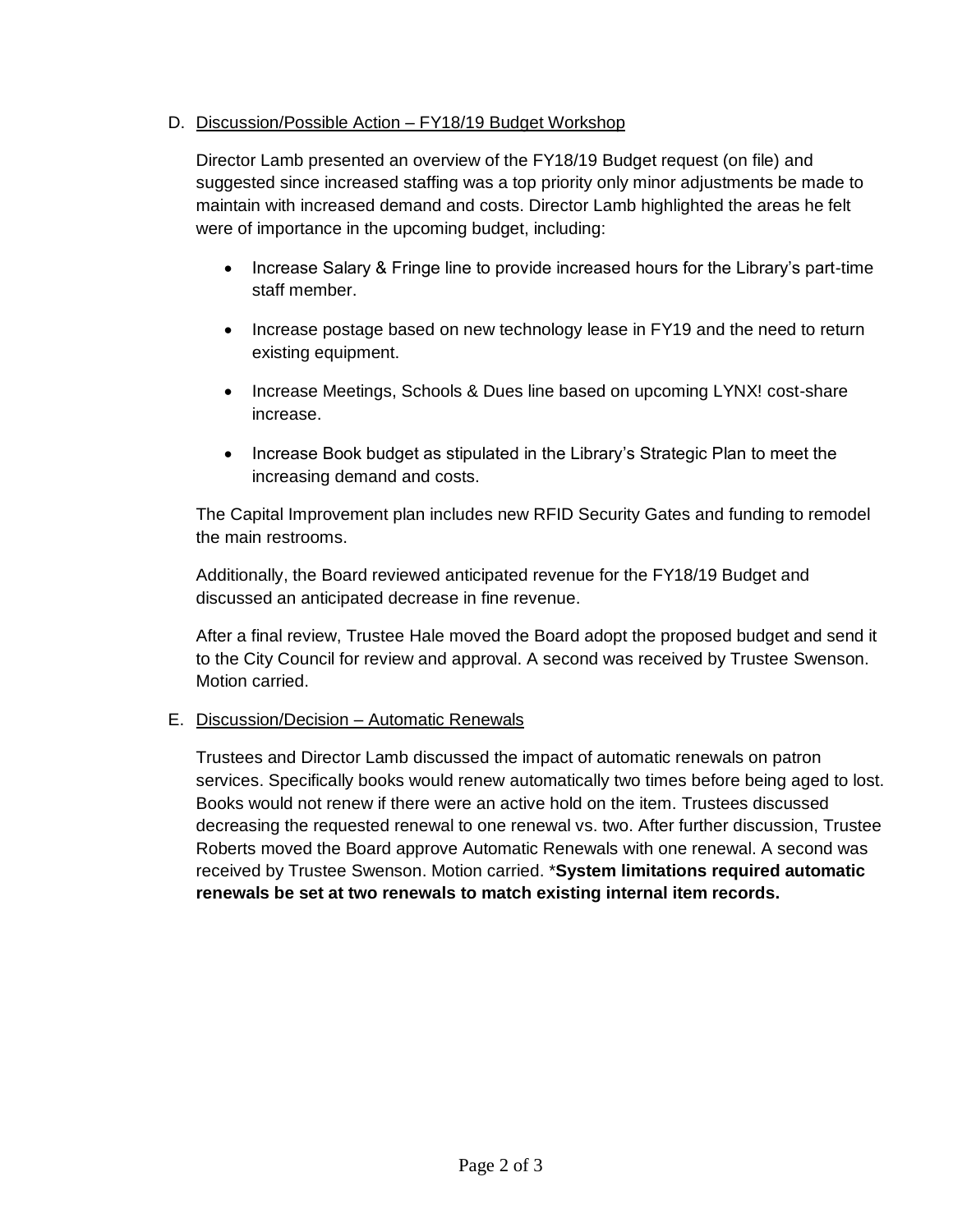D. Discussion/Possible Action – FY18/19 Budget Workshop

Director Lamb presented an overview of the FY18/19 Budget request (on file) and suggested since increased staffing was a top priority only minor adjustments be made to maintain with increased demand and costs. Director Lamb highlighted the areas he felt were of importance in the upcoming budget, including:

- Increase Salary & Fringe line to provide increased hours for the Library's part-time staff member.
- Increase postage based on new technology lease in FY19 and the need to return existing equipment.
- Increase Meetings, Schools & Dues line based on upcoming LYNX! cost-share increase.
- Increase Book budget as stipulated in the Library's Strategic Plan to meet the increasing demand and costs.

The Capital Improvement plan includes new RFID Security Gates and funding to remodel the main restrooms.

Additionally, the Board reviewed anticipated revenue for the FY18/19 Budget and discussed an anticipated decrease in fine revenue.

After a final review, Trustee Hale moved the Board adopt the proposed budget and send it to the City Council for review and approval. A second was received by Trustee Swenson. Motion carried.

E. Discussion/Decision – Automatic Renewals

Trustees and Director Lamb discussed the impact of automatic renewals on patron services. Specifically books would renew automatically two times before being aged to lost. Books would not renew if there were an active hold on the item. Trustees discussed decreasing the requested renewal to one renewal vs. two. After further discussion, Trustee Roberts moved the Board approve Automatic Renewals with one renewal. A second was received by Trustee Swenson. Motion carried. ***System limitations required automatic renewals be set at two renewals to match existing internal item records.**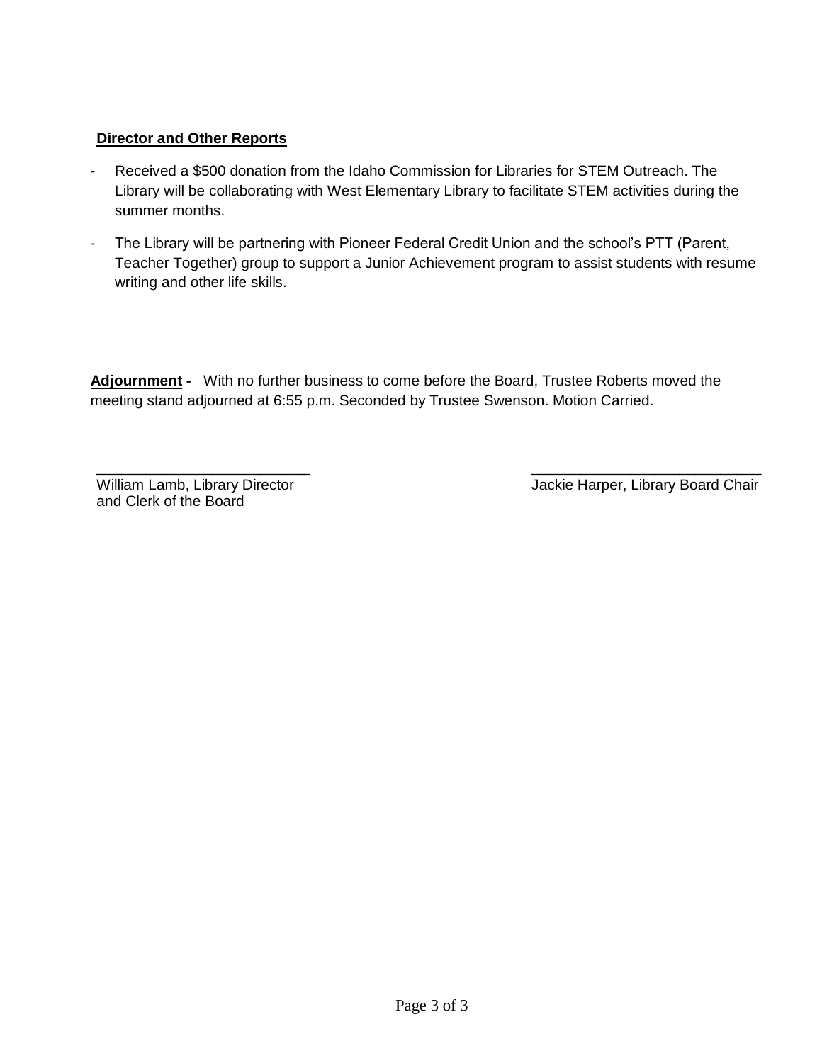**Director and Other Reports**

- Received a $500 donation from the Idaho Commission for Libraries for STEM Outreach. The Library will be collaborating with West Elementary Library to facilitate STEM activities during the summer months.
- The Library will be partnering with Pioneer Federal Credit Union and the school's PTT (Parent, Teacher Together) group to support a Junior Achievement program to assist students with resume writing and other life skills.

**Adjournment -** With no further business to come before the Board, Trustee Roberts moved the meeting stand adjourned at 6:55 p.m. Seconded by Trustee Swenson. Motion Carried.

\_\_\_\_\_\_\_\_\_\_\_\_\_\_\_\_\_\_\_\_\_\_\_\_\_\_
William Lamb, Library Director
and Clerk of the Board

\_\_\_\_\_\_\_\_\_\_\_\_\_\_\_\_\_\_\_\_\_\_\_\_\_\_\_\_
Jackie Harper, Library Board Chair